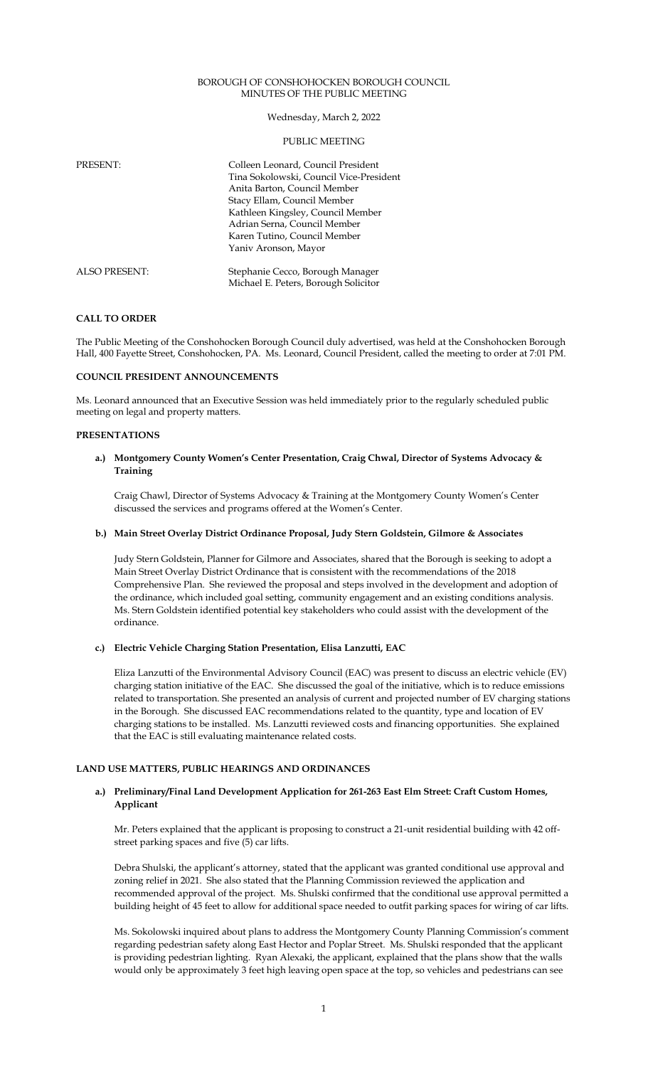BOROUGH OF CONSHOHOCKEN BOROUGH COUNCIL
MINUTES OF THE PUBLIC MEETING

Wednesday, March 2, 2022

PUBLIC MEETING

| PRESENT: | Colleen Leonard, Council President |
|---|---|
| | Tina Sokolowski, Council Vice-President |
| | Anita Barton, Council Member |
| | Stacy Ellam, Council Member |
| | Kathleen Kingsley, Council Member |
| | Adrian Serna, Council Member |
| | Karen Tutino, Council Member |
| | Yaniv Aronson, Mayor |
| ALSO PRESENT: | Stephanie Cecco, Borough Manager |
| | Michael E. Peters, Borough Solicitor |

## CALL TO ORDER

The Public Meeting of the Conshohocken Borough Council duly advertised, was held at the Conshohocken Borough Hall, 400 Fayette Street, Conshohocken, PA. Ms. Leonard, Council President, called the meeting to order at 7:01 PM.

## COUNCIL PRESIDENT ANNOUNCEMENTS

Ms. Leonard announced that an Executive Session was held immediately prior to the regularly scheduled public meeting on legal and property matters.

## PRESENTATIONS

**a.) Montgomery County Women's Center Presentation, Craig Chwal, Director of Systems Advocacy & Training**

Craig Chawl, Director of Systems Advocacy & Training at the Montgomery County Women's Center discussed the services and programs offered at the Women's Center.

**b.) Main Street Overlay District Ordinance Proposal, Judy Stern Goldstein, Gilmore & Associates**

Judy Stern Goldstein, Planner for Gilmore and Associates, shared that the Borough is seeking to adopt a Main Street Overlay District Ordinance that is consistent with the recommendations of the 2018 Comprehensive Plan. She reviewed the proposal and steps involved in the development and adoption of the ordinance, which included goal setting, community engagement and an existing conditions analysis. Ms. Stern Goldstein identified potential key stakeholders who could assist with the development of the ordinance.

**c.) Electric Vehicle Charging Station Presentation, Elisa Lanzutti, EAC**

Eliza Lanzutti of the Environmental Advisory Council (EAC) was present to discuss an electric vehicle (EV) charging station initiative of the EAC. She discussed the goal of the initiative, which is to reduce emissions related to transportation. She presented an analysis of current and projected number of EV charging stations in the Borough. She discussed EAC recommendations related to the quantity, type and location of EV charging stations to be installed. Ms. Lanzutti reviewed costs and financing opportunities. She explained that the EAC is still evaluating maintenance related costs.

## LAND USE MATTERS, PUBLIC HEARINGS AND ORDINANCES

**a.) Preliminary/Final Land Development Application for 261-263 East Elm Street: Craft Custom Homes, Applicant**

Mr. Peters explained that the applicant is proposing to construct a 21-unit residential building with 42 off-street parking spaces and five (5) car lifts.

Debra Shulski, the applicant's attorney, stated that the applicant was granted conditional use approval and zoning relief in 2021. She also stated that the Planning Commission reviewed the application and recommended approval of the project. Ms. Shulski confirmed that the conditional use approval permitted a building height of 45 feet to allow for additional space needed to outfit parking spaces for wiring of car lifts.

Ms. Sokolowski inquired about plans to address the Montgomery County Planning Commission's comment regarding pedestrian safety along East Hector and Poplar Street. Ms. Shulski responded that the applicant is providing pedestrian lighting. Ryan Alexaki, the applicant, explained that the plans show that the walls would only be approximately 3 feet high leaving open space at the top, so vehicles and pedestrians can see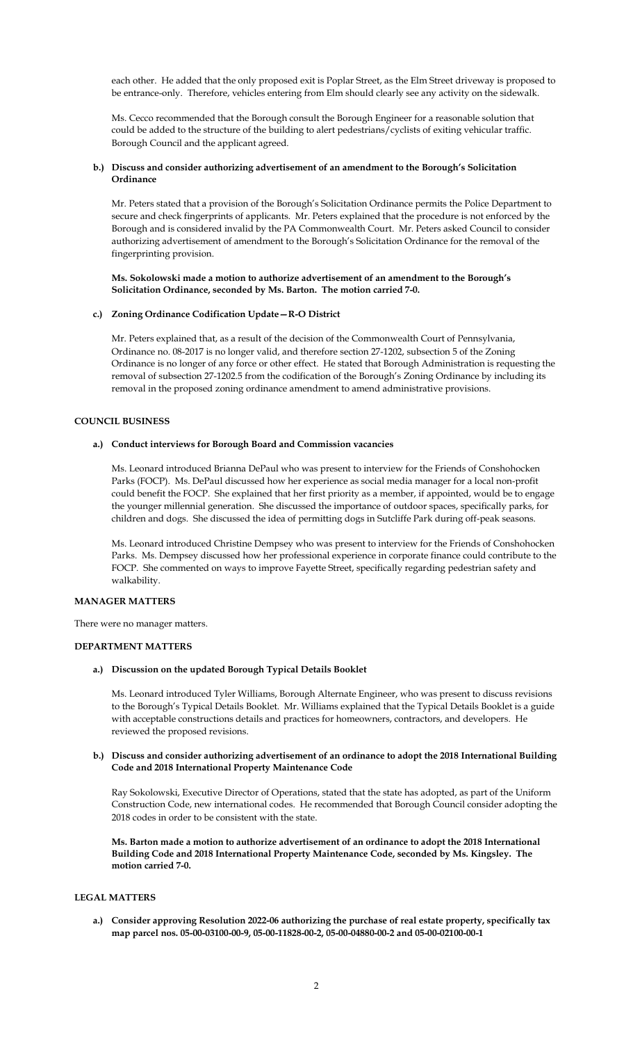each other. He added that the only proposed exit is Poplar Street, as the Elm Street driveway is proposed to be entrance-only. Therefore, vehicles entering from Elm should clearly see any activity on the sidewalk.

Ms. Cecco recommended that the Borough consult the Borough Engineer for a reasonable solution that could be added to the structure of the building to alert pedestrians/cyclists of exiting vehicular traffic. Borough Council and the applicant agreed.

**b.) Discuss and consider authorizing advertisement of an amendment to the Borough's Solicitation Ordinance**

Mr. Peters stated that a provision of the Borough's Solicitation Ordinance permits the Police Department to secure and check fingerprints of applicants. Mr. Peters explained that the procedure is not enforced by the Borough and is considered invalid by the PA Commonwealth Court. Mr. Peters asked Council to consider authorizing advertisement of amendment to the Borough's Solicitation Ordinance for the removal of the fingerprinting provision.

**Ms. Sokolowski made a motion to authorize advertisement of an amendment to the Borough's Solicitation Ordinance, seconded by Ms. Barton. The motion carried 7-0.**

**c.) Zoning Ordinance Codification Update—R-O District**

Mr. Peters explained that, as a result of the decision of the Commonwealth Court of Pennsylvania, Ordinance no. 08-2017 is no longer valid, and therefore section 27-1202, subsection 5 of the Zoning Ordinance is no longer of any force or other effect. He stated that Borough Administration is requesting the removal of subsection 27-1202.5 from the codification of the Borough's Zoning Ordinance by including its removal in the proposed zoning ordinance amendment to amend administrative provisions.

## COUNCIL BUSINESS

**a.) Conduct interviews for Borough Board and Commission vacancies**

Ms. Leonard introduced Brianna DePaul who was present to interview for the Friends of Conshohocken Parks (FOCP). Ms. DePaul discussed how her experience as social media manager for a local non-profit could benefit the FOCP. She explained that her first priority as a member, if appointed, would be to engage the younger millennial generation. She discussed the importance of outdoor spaces, specifically parks, for children and dogs. She discussed the idea of permitting dogs in Sutcliffe Park during off-peak seasons.

Ms. Leonard introduced Christine Dempsey who was present to interview for the Friends of Conshohocken Parks. Ms. Dempsey discussed how her professional experience in corporate finance could contribute to the FOCP. She commented on ways to improve Fayette Street, specifically regarding pedestrian safety and walkability.

## MANAGER MATTERS

There were no manager matters.

## DEPARTMENT MATTERS

**a.) Discussion on the updated Borough Typical Details Booklet**

Ms. Leonard introduced Tyler Williams, Borough Alternate Engineer, who was present to discuss revisions to the Borough's Typical Details Booklet. Mr. Williams explained that the Typical Details Booklet is a guide with acceptable constructions details and practices for homeowners, contractors, and developers. He reviewed the proposed revisions.

**b.) Discuss and consider authorizing advertisement of an ordinance to adopt the 2018 International Building Code and 2018 International Property Maintenance Code**

Ray Sokolowski, Executive Director of Operations, stated that the state has adopted, as part of the Uniform Construction Code, new international codes. He recommended that Borough Council consider adopting the 2018 codes in order to be consistent with the state.

**Ms. Barton made a motion to authorize advertisement of an ordinance to adopt the 2018 International Building Code and 2018 International Property Maintenance Code, seconded by Ms. Kingsley. The motion carried 7-0.**

## LEGAL MATTERS

**a.) Consider approving Resolution 2022-06 authorizing the purchase of real estate property, specifically tax map parcel nos. 05-00-03100-00-9, 05-00-11828-00-2, 05-00-04880-00-2 and 05-00-02100-00-1**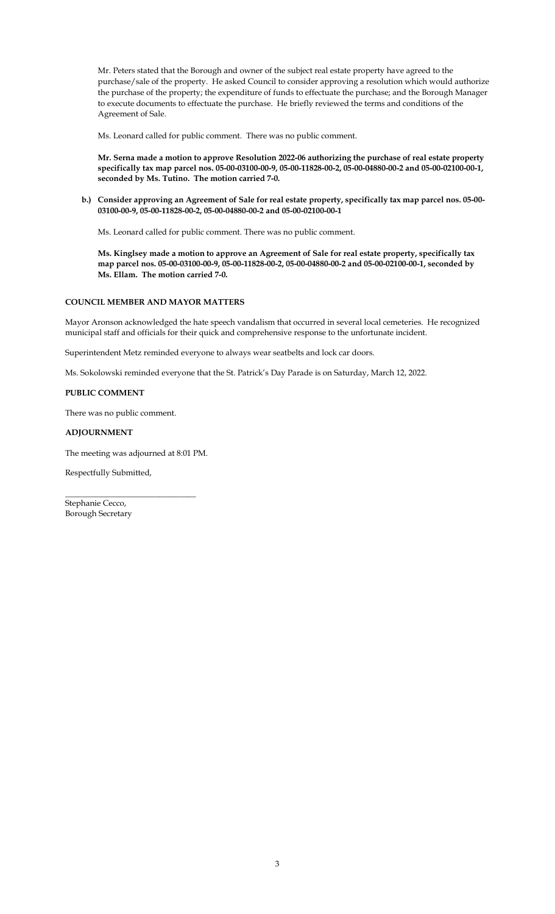Mr. Peters stated that the Borough and owner of the subject real estate property have agreed to the purchase/sale of the property. He asked Council to consider approving a resolution which would authorize the purchase of the property; the expenditure of funds to effectuate the purchase; and the Borough Manager to execute documents to effectuate the purchase. He briefly reviewed the terms and conditions of the Agreement of Sale.

Ms. Leonard called for public comment. There was no public comment.

**Mr. Serna made a motion to approve Resolution 2022-06 authorizing the purchase of real estate property specifically tax map parcel nos. 05-00-03100-00-9, 05-00-11828-00-2, 05-00-04880-00-2 and 05-00-02100-00-1, seconded by Ms. Tutino. The motion carried 7-0.**

**b.) Consider approving an Agreement of Sale for real estate property, specifically tax map parcel nos. 05-00-03100-00-9, 05-00-11828-00-2, 05-00-04880-00-2 and 05-00-02100-00-1**

Ms. Leonard called for public comment. There was no public comment.

**Ms. Kinglsey made a motion to approve an Agreement of Sale for real estate property, specifically tax map parcel nos. 05-00-03100-00-9, 05-00-11828-00-2, 05-00-04880-00-2 and 05-00-02100-00-1, seconded by Ms. Ellam. The motion carried 7-0.**

**COUNCIL MEMBER AND MAYOR MATTERS**

Mayor Aronson acknowledged the hate speech vandalism that occurred in several local cemeteries. He recognized municipal staff and officials for their quick and comprehensive response to the unfortunate incident.

Superintendent Metz reminded everyone to always wear seatbelts and lock car doors.

Ms. Sokolowski reminded everyone that the St. Patrick's Day Parade is on Saturday, March 12, 2022.

**PUBLIC COMMENT**

There was no public comment.

**ADJOURNMENT**

The meeting was adjourned at 8:01 PM.

Respectfully Submitted,

________________________________

Stephanie Cecco,
Borough Secretary